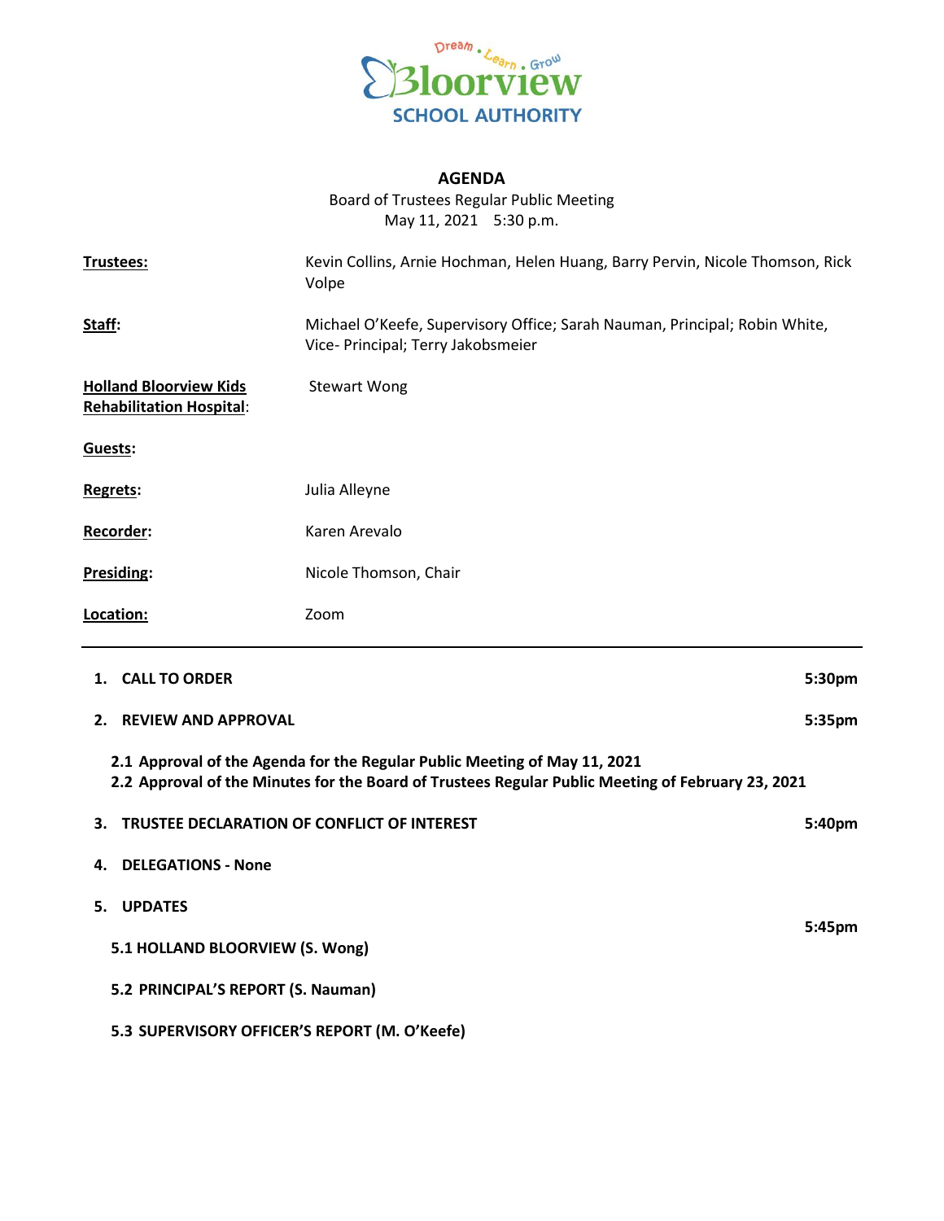Dream • Learn • Grow

Bloorview

SCHOOL AUTHORITY

# AGENDA

Board of Trustees Regular Public Meeting
May 11, 2021 5:30 p.m.

| | |
|---|---|
| **Trustees:** | Kevin Collins, Arnie Hochman, Helen Huang, Barry Pervin, Nicole Thomson, Rick Volpe |
| **Staff:** | Michael O'Keefe, Supervisory Office; Sarah Nauman, Principal; Robin White, Vice- Principal; Terry Jakobsmeier |
| **Holland Bloorview Kids Rehabilitation Hospital:** | Stewart Wong |
| **Guests:** | |
| **Regrets:** | Julia Alleyne |
| **Recorder:** | Karen Arevalo |
| **Presiding:** | Nicole Thomson, Chair |
| **Location:** | Zoom |

---

**1. CALL TO ORDER** **5:30pm**

**2. REVIEW AND APPROVAL** **5:35pm**

**2.1 Approval of the Agenda for the Regular Public Meeting of May 11, 2021**
**2.2 Approval of the Minutes for the Board of Trustees Regular Public Meeting of February 23, 2021**

**3. TRUSTEE DECLARATION OF CONFLICT OF INTEREST** **5:40pm**

**4. DELEGATIONS - None**

**5. UPDATES** **5:45pm**

**5.1 HOLLAND BLOORVIEW (S. Wong)**

**5.2 PRINCIPAL'S REPORT (S. Nauman)**

**5.3 SUPERVISORY OFFICER'S REPORT (M. O'Keefe)**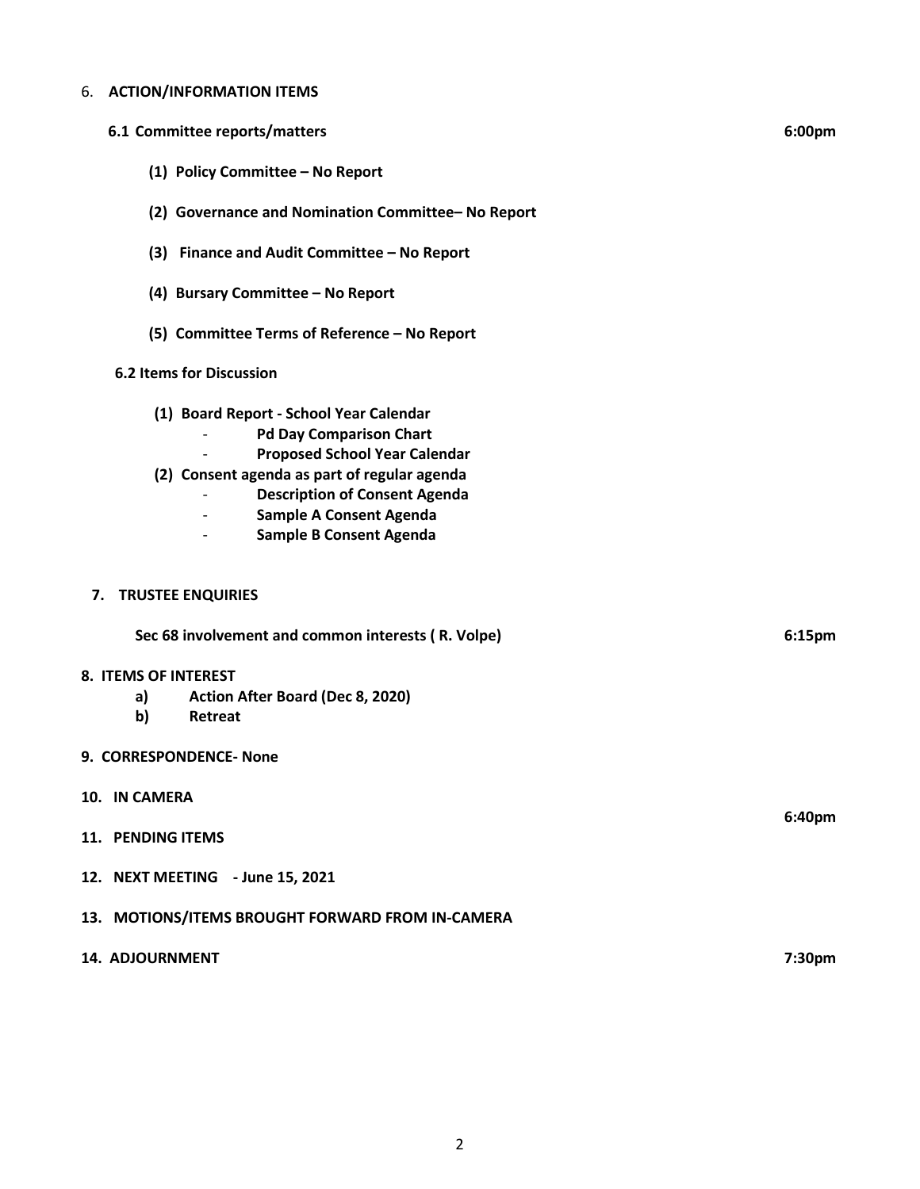6. **ACTION/INFORMATION ITEMS**

**6.1 Committee reports/matters** **6:00pm**

**(1) Policy Committee – No Report**

**(2) Governance and Nomination Committee– No Report**

**(3) Finance and Audit Committee – No Report**

**(4) Bursary Committee – No Report**

**(5) Committee Terms of Reference – No Report**

**6.2 Items for Discussion**

**(1) Board Report - School Year Calendar**
- **Pd Day Comparison Chart**
- **Proposed School Year Calendar**

**(2) Consent agenda as part of regular agenda**
- **Description of Consent Agenda**
- **Sample A Consent Agenda**
- **Sample B Consent Agenda**

**7. TRUSTEE ENQUIRIES**

**Sec 68 involvement and common interests ( R. Volpe)** **6:15pm**

**8. ITEMS OF INTEREST**

**a) Action After Board (Dec 8, 2020)**

**b) Retreat**

**9. CORRESPONDENCE- None**

**10. IN CAMERA**

**6:40pm**

**11. PENDING ITEMS**

**12. NEXT MEETING - June 15, 2021**

**13. MOTIONS/ITEMS BROUGHT FORWARD FROM IN-CAMERA**

**14. ADJOURNMENT** **7:30pm**